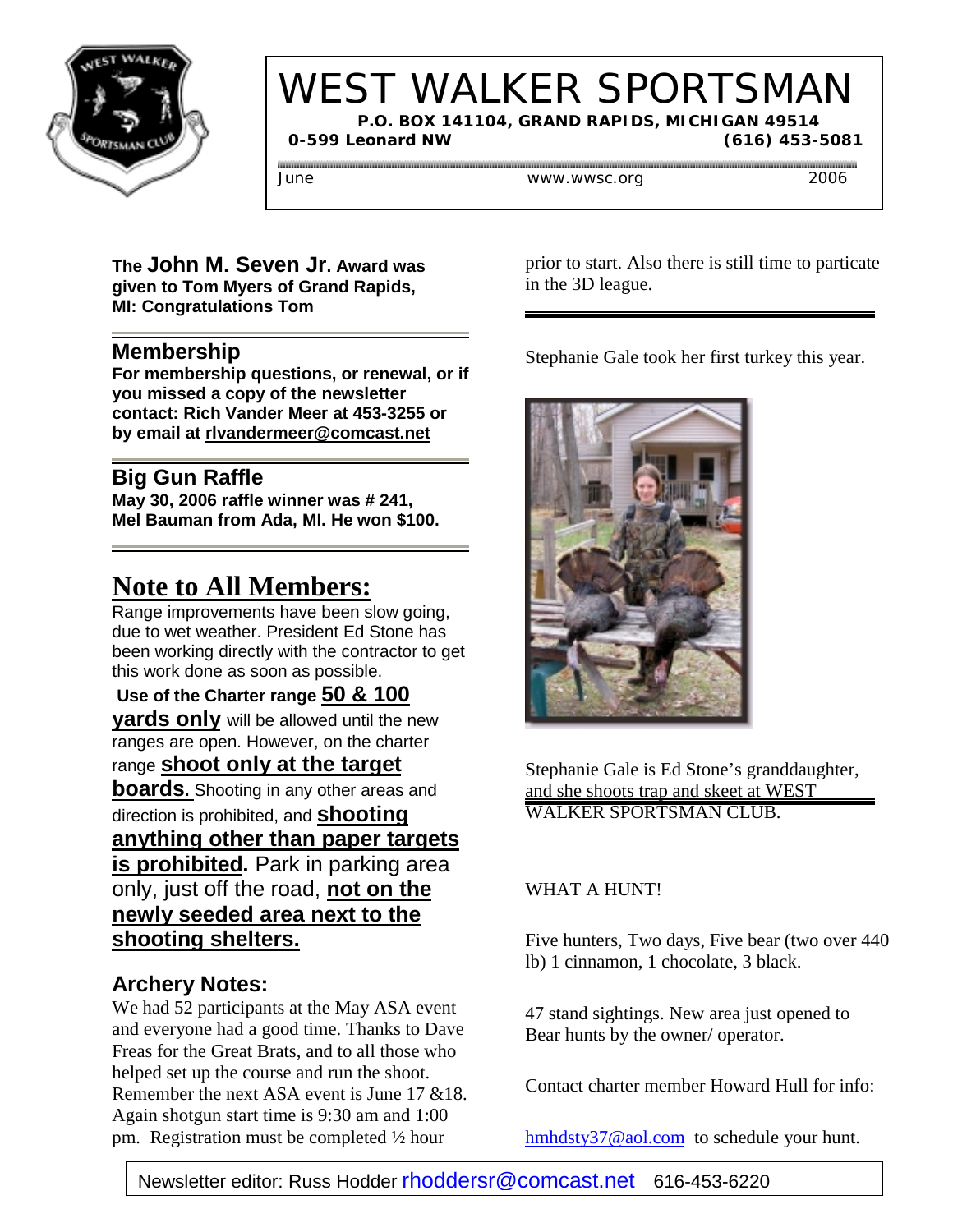# WEST WALKER SPORTSMAN

**P.O. BOX 141104, GRAND RAPIDS, MICHIGAN 49514**
**0-599 Leonard NW (616) 453-5081**

June www.wwsc.org 2006

**The John M. Seven Jr. Award was given to Tom Myers of Grand Rapids, MI: Congratulations Tom**

## Membership

**For membership questions, or renewal, or if you missed a copy of the newsletter contact: Rich Vander Meer at 453-3255 or by email at rlvandermeer@comcast.net**

## Big Gun Raffle

**May 30, 2006 raffle winner was # 241, Mel Bauman from Ada, MI. He won $100.**

## Note to All Members:

Range improvements have been slow going, due to wet weather. President Ed Stone has been working directly with the contractor to get this work done as soon as possible.

**Use of the Charter range 50 & 100 yards only** will be allowed until the new ranges are open. However, on the charter range **shoot only at the target boards.** Shooting in any other areas and direction is prohibited, and **shooting anything other than paper targets is prohibited.** Park in parking area only, just off the road, **not on the newly seeded area next to the shooting shelters.**

## Archery Notes:

We had 52 participants at the May ASA event and everyone had a good time. Thanks to Dave Freas for the Great Brats, and to all those who helped set up the course and run the shoot. Remember the next ASA event is June 17 &18. Again shotgun start time is 9:30 am and 1:00 pm. Registration must be completed ½ hour prior to start. Also there is still time to particate in the 3D league.

---

Stephanie Gale took her first turkey this year.

Stephanie Gale is Ed Stone's granddaughter, and she shoots trap and skeet at WEST WALKER SPORTSMAN CLUB.

---

WHAT A HUNT!

Five hunters, Two days, Five bear (two over 440 lb) 1 cinnamon, 1 chocolate, 3 black.

47 stand sightings. New area just opened to Bear hunts by the owner/ operator.

Contact charter member Howard Hull for info:

hmhdsty37@aol.com to schedule your hunt.

Newsletter editor: Russ Hodder rhoddersr@comcast.net 616-453-6220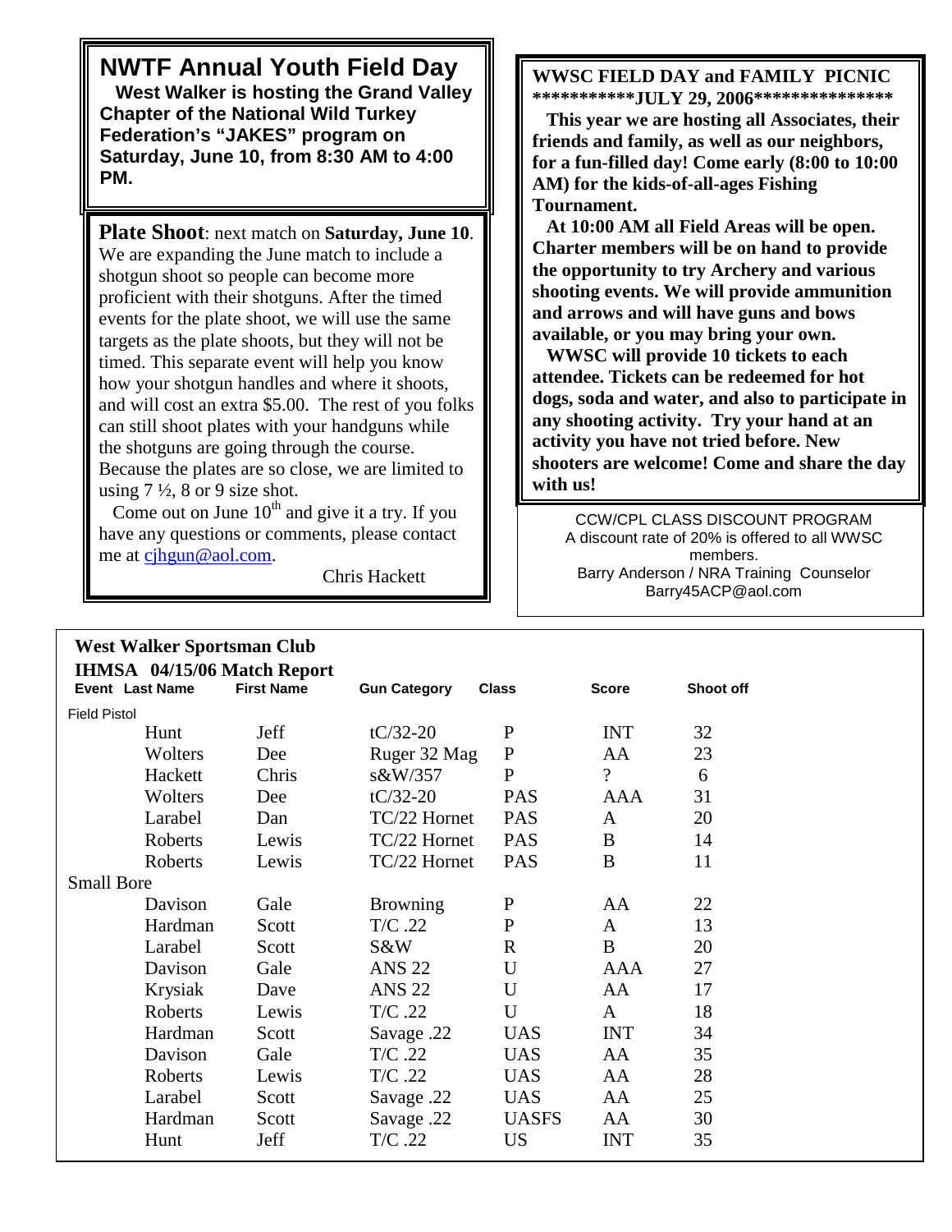## NWTF Annual Youth Field Day

**West Walker is hosting the Grand Valley Chapter of the National Wild Turkey Federation's "JAKES" program on Saturday, June 10, from 8:30 AM to 4:00 PM.**

**Plate Shoot**: next match on **Saturday, June 10**. We are expanding the June match to include a shotgun shoot so people can become more proficient with their shotguns. After the timed events for the plate shoot, we will use the same targets as the plate shoots, but they will not be timed. This separate event will help you know how your shotgun handles and where it shoots, and will cost an extra $5.00. The rest of you folks can still shoot plates with your handguns while the shotguns are going through the course. Because the plates are so close, we are limited to using 7 ½, 8 or 9 size shot.

Come out on June 10th and give it a try. If you have any questions or comments, please contact me at cjhgun@aol.com.

Chris Hackett

**WWSC FIELD DAY and FAMILY PICNIC**
**\*\*\*\*\*\*\*\*\*\*\*JULY 29, 2006\*\*\*\*\*\*\*\*\*\*\*\*\*\*\***

**This year we are hosting all Associates, their friends and family, as well as our neighbors, for a fun-filled day! Come early (8:00 to 10:00 AM) for the kids-of-all-ages Fishing Tournament.**

**At 10:00 AM all Field Areas will be open. Charter members will be on hand to provide the opportunity to try Archery and various shooting events. We will provide ammunition and arrows and will have guns and bows available, or you may bring your own.**

**WWSC will provide 10 tickets to each attendee. Tickets can be redeemed for hot dogs, soda and water, and also to participate in any shooting activity. Try your hand at an activity you have not tried before. New shooters are welcome! Come and share the day with us!**

CCW/CPL CLASS DISCOUNT PROGRAM
A discount rate of 20% is offered to all WWSC members.
Barry Anderson / NRA Training Counselor
Barry45ACP@aol.com

**West Walker Sportsman Club**
**IHMSA 04/15/06 Match Report**

| Event | Last Name | First Name | Gun Category | Class | Score | Shoot off |
|---|---|---|---|---|---|---|
| Field Pistol | | | | | | |
| | Hunt | Jeff | tC/32-20 | P | INT | 32 |
| | Wolters | Dee | Ruger 32 Mag | P | AA | 23 |
| | Hackett | Chris | s&W/357 | P | ? | 6 |
| | Wolters | Dee | tC/32-20 | PAS | AAA | 31 |
| | Larabel | Dan | TC/22 Hornet | PAS | A | 20 |
| | Roberts | Lewis | TC/22 Hornet | PAS | B | 14 |
| | Roberts | Lewis | TC/22 Hornet | PAS | B | 11 |
| Small Bore | | | | | | |
| | Davison | Gale | Browning | P | AA | 22 |
| | Hardman | Scott | T/C .22 | P | A | 13 |
| | Larabel | Scott | S&W | R | B | 20 |
| | Davison | Gale | ANS 22 | U | AAA | 27 |
| | Krysiak | Dave | ANS 22 | U | AA | 17 |
| | Roberts | Lewis | T/C .22 | U | A | 18 |
| | Hardman | Scott | Savage .22 | UAS | INT | 34 |
| | Davison | Gale | T/C .22 | UAS | AA | 35 |
| | Roberts | Lewis | T/C .22 | UAS | AA | 28 |
| | Larabel | Scott | Savage .22 | UAS | AA | 25 |
| | Hardman | Scott | Savage .22 | UASFS | AA | 30 |
| | Hunt | Jeff | T/C .22 | US | INT | 35 |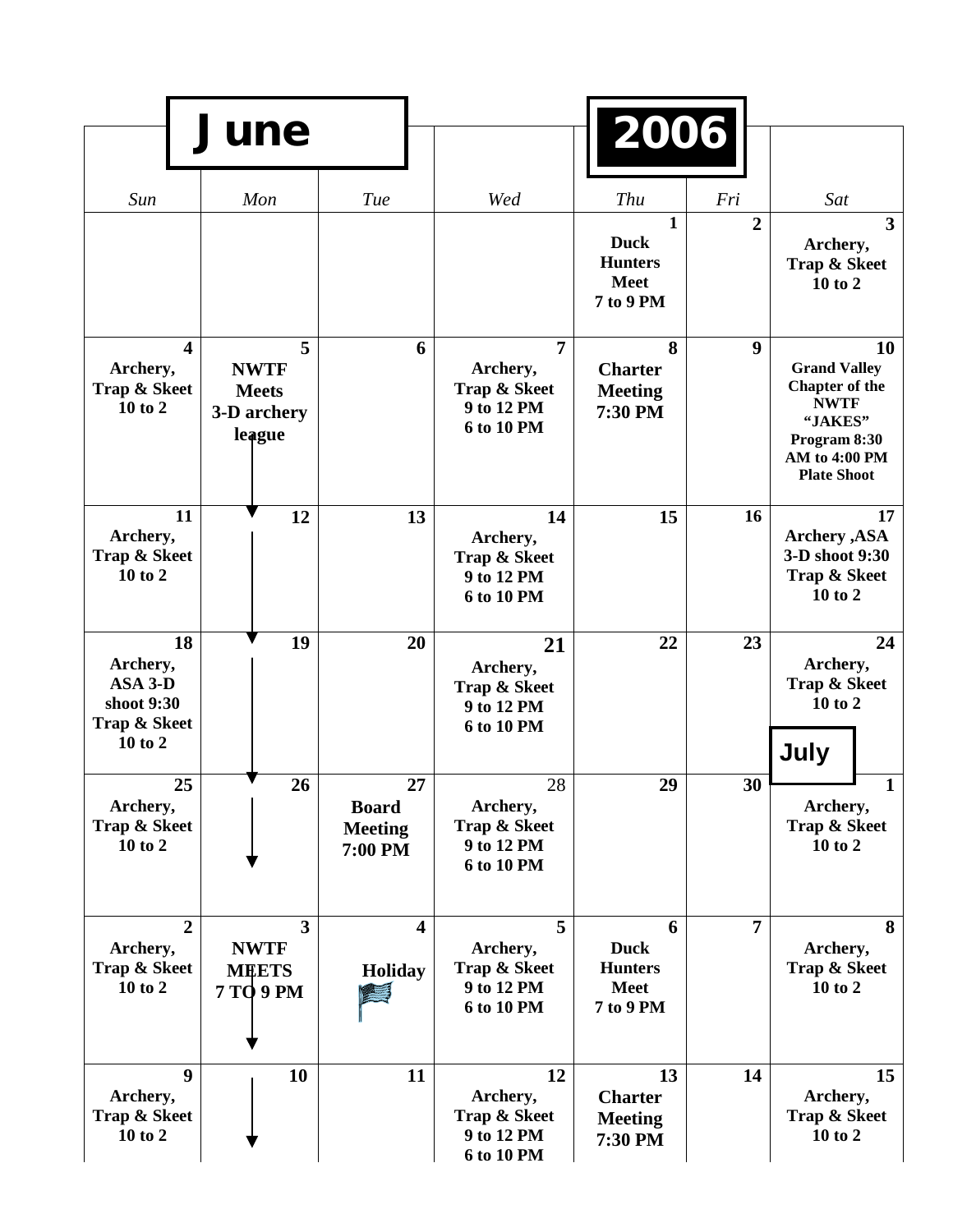# June 2006

| Sun | Mon | Tue | Wed | Thu | Fri | Sat |
|---|---|---|---|---|---|---|
| | | | | **1** Duck Hunters Meet 7 to 9 PM | **2** | **3** Archery, Trap & Skeet 10 to 2 |
| **4** Archery, Trap & Skeet 10 to 2 | **5** NWTF Meets 3-D archery league ↓ | **6** | **7** Archery, Trap & Skeet 9 to 12 PM 6 to 10 PM | **8** Charter Meeting 7:30 PM | **9** | **10** Grand Valley Chapter of the NWTF "JAKES" Program 8:30 AM to 4:00 PM Plate Shoot |
| **11** Archery, Trap & Skeet 10 to 2 | **12** ↓ | **13** | **14** Archery, Trap & Skeet 9 to 12 PM 6 to 10 PM | **15** | **16** | **17** Archery ,ASA 3-D shoot 9:30 Trap & Skeet 10 to 2 |
| **18** Archery, ASA 3-D shoot 9:30 Trap & Skeet 10 to 2 | **19** ↓ | **20** | **21** Archery, Trap & Skeet 9 to 12 PM 6 to 10 PM | **22** | **23** | **24** Archery, Trap & Skeet 10 to 2 |
| **25** Archery, Trap & Skeet 10 to 2 | **26** ↓ | **27** Board Meeting 7:00 PM | **28** Archery, Trap & Skeet 9 to 12 PM 6 to 10 PM | **29** | **30** | **July 1** Archery, Trap & Skeet 10 to 2 |
| **2** Archery, Trap & Skeet 10 to 2 | **3** NWTF MEETS 7 TO 9 PM ↓ | **4** Holiday | **5** Archery, Trap & Skeet 9 to 12 PM 6 to 10 PM | **6** Duck Hunters Meet 7 to 9 PM | **7** | **8** Archery, Trap & Skeet 10 to 2 |
| **9** Archery, Trap & Skeet 10 to 2 | **10** ↓ | **11** | **12** Archery, Trap & Skeet 9 to 12 PM 6 to 10 PM | **13** Charter Meeting 7:30 PM | **14** | **15** Archery, Trap & Skeet 10 to 2 |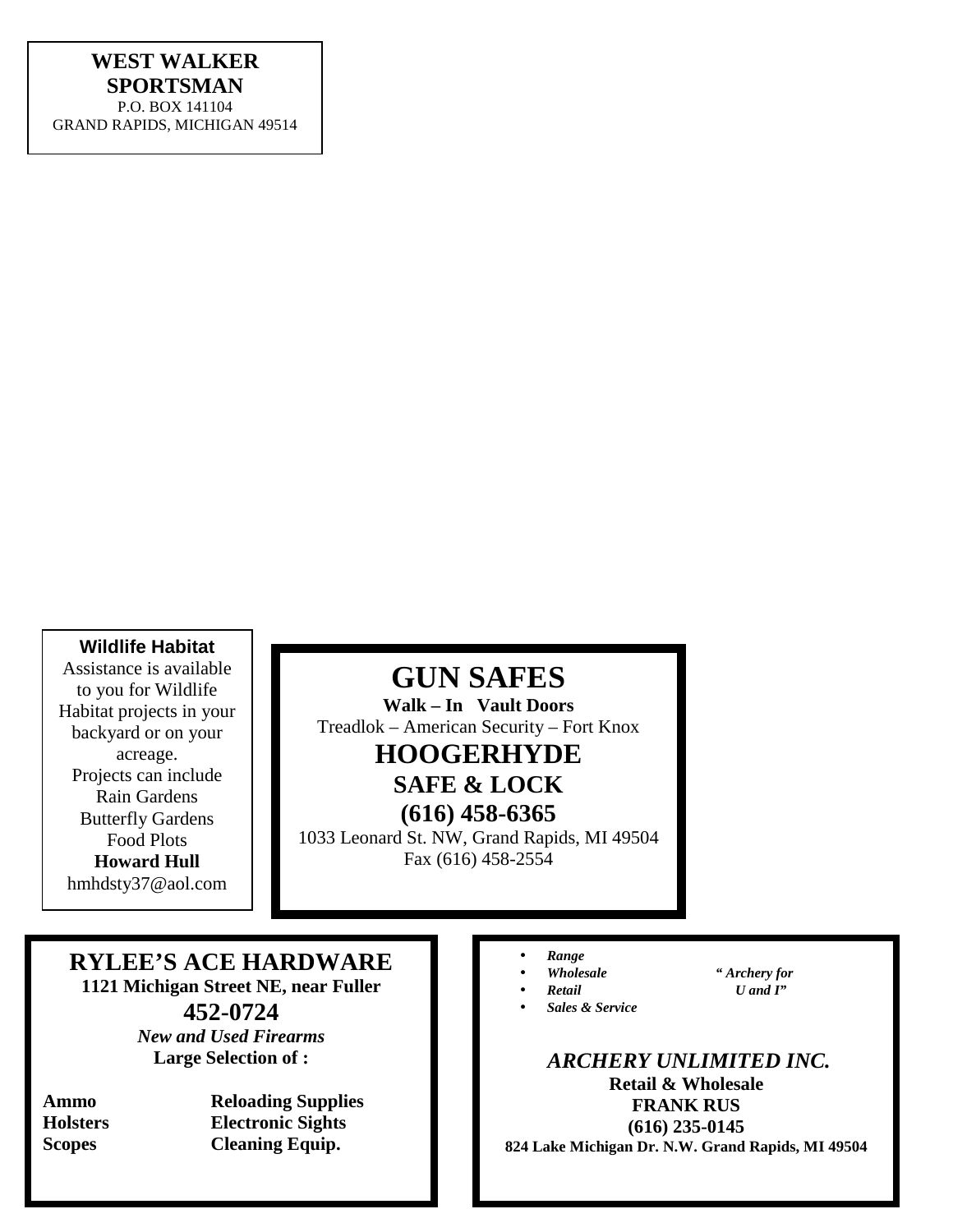**WEST WALKER SPORTSMAN**
P.O. BOX 141104
GRAND RAPIDS, MICHIGAN 49514

**Wildlife Habitat**
Assistance is available to you for Wildlife Habitat projects in your backyard or on your acreage.
Projects can include
Rain Gardens
Butterfly Gardens
Food Plots
**Howard Hull**
hmhdsty37@aol.com

# GUN SAFES

**Walk – In Vault Doors**
Treadlok – American Security – Fort Knox

## HOOGERHYDE

### SAFE & LOCK

### (616) 458-6365

1033 Leonard St. NW, Grand Rapids, MI 49504
Fax (616) 458-2554

## RYLEE'S ACE HARDWARE

**1121 Michigan Street NE, near Fuller**

### 452-0724

*New and Used Firearms*
**Large Selection of :**

| | |
|---|---|
| **Ammo** | **Reloading Supplies** |
| **Holsters** | **Electronic Sights** |
| **Scopes** | **Cleaning Equip.** |

- ***Range***
- ***Wholesale***
- ***Retail***
- ***Sales & Service***

***" Archery for U and I"***

## *ARCHERY UNLIMITED INC.*

**Retail & Wholesale**
**FRANK RUS**
**(616) 235-0145**
**824 Lake Michigan Dr. N.W. Grand Rapids, MI 49504**